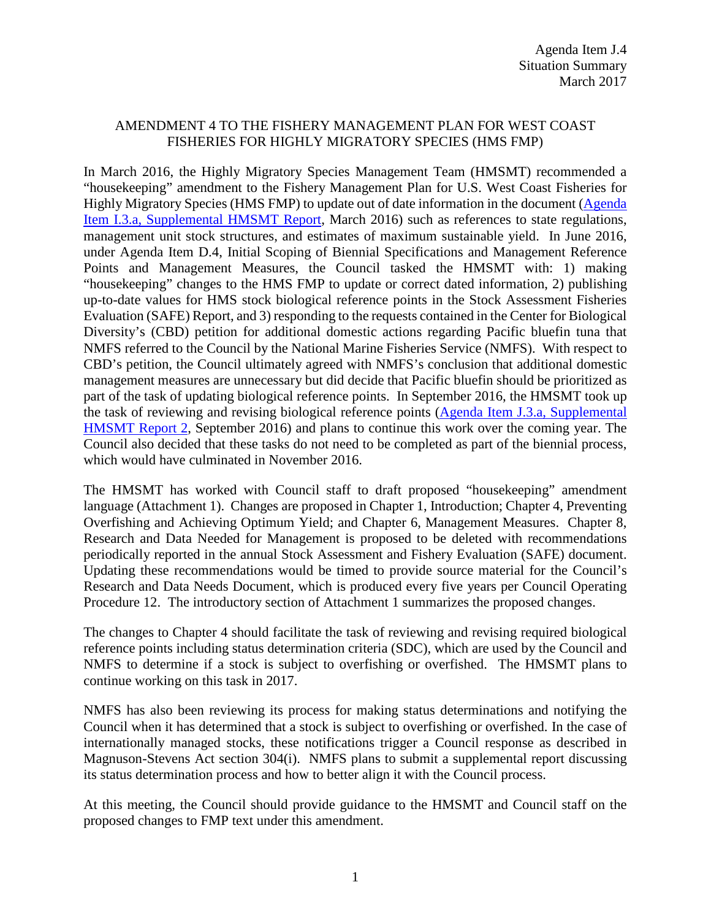Agenda Item J.4
Situation Summary
March 2017

# AMENDMENT 4 TO THE FISHERY MANAGEMENT PLAN FOR WEST COAST FISHERIES FOR HIGHLY MIGRATORY SPECIES (HMS FMP)

In March 2016, the Highly Migratory Species Management Team (HMSMT) recommended a "housekeeping" amendment to the Fishery Management Plan for U.S. West Coast Fisheries for Highly Migratory Species (HMS FMP) to update out of date information in the document (Agenda Item I.3.a, Supplemental HMSMT Report, March 2016) such as references to state regulations, management unit stock structures, and estimates of maximum sustainable yield. In June 2016, under Agenda Item D.4, Initial Scoping of Biennial Specifications and Management Reference Points and Management Measures, the Council tasked the HMSMT with: 1) making "housekeeping" changes to the HMS FMP to update or correct dated information, 2) publishing up-to-date values for HMS stock biological reference points in the Stock Assessment Fisheries Evaluation (SAFE) Report, and 3) responding to the requests contained in the Center for Biological Diversity's (CBD) petition for additional domestic actions regarding Pacific bluefin tuna that NMFS referred to the Council by the National Marine Fisheries Service (NMFS). With respect to CBD's petition, the Council ultimately agreed with NMFS's conclusion that additional domestic management measures are unnecessary but did decide that Pacific bluefin should be prioritized as part of the task of updating biological reference points. In September 2016, the HMSMT took up the task of reviewing and revising biological reference points (Agenda Item J.3.a, Supplemental HMSMT Report 2, September 2016) and plans to continue this work over the coming year. The Council also decided that these tasks do not need to be completed as part of the biennial process, which would have culminated in November 2016.

The HMSMT has worked with Council staff to draft proposed "housekeeping" amendment language (Attachment 1). Changes are proposed in Chapter 1, Introduction; Chapter 4, Preventing Overfishing and Achieving Optimum Yield; and Chapter 6, Management Measures. Chapter 8, Research and Data Needed for Management is proposed to be deleted with recommendations periodically reported in the annual Stock Assessment and Fishery Evaluation (SAFE) document. Updating these recommendations would be timed to provide source material for the Council's Research and Data Needs Document, which is produced every five years per Council Operating Procedure 12. The introductory section of Attachment 1 summarizes the proposed changes.

The changes to Chapter 4 should facilitate the task of reviewing and revising required biological reference points including status determination criteria (SDC), which are used by the Council and NMFS to determine if a stock is subject to overfishing or overfished. The HMSMT plans to continue working on this task in 2017.

NMFS has also been reviewing its process for making status determinations and notifying the Council when it has determined that a stock is subject to overfishing or overfished. In the case of internationally managed stocks, these notifications trigger a Council response as described in Magnuson-Stevens Act section 304(i). NMFS plans to submit a supplemental report discussing its status determination process and how to better align it with the Council process.

At this meeting, the Council should provide guidance to the HMSMT and Council staff on the proposed changes to FMP text under this amendment.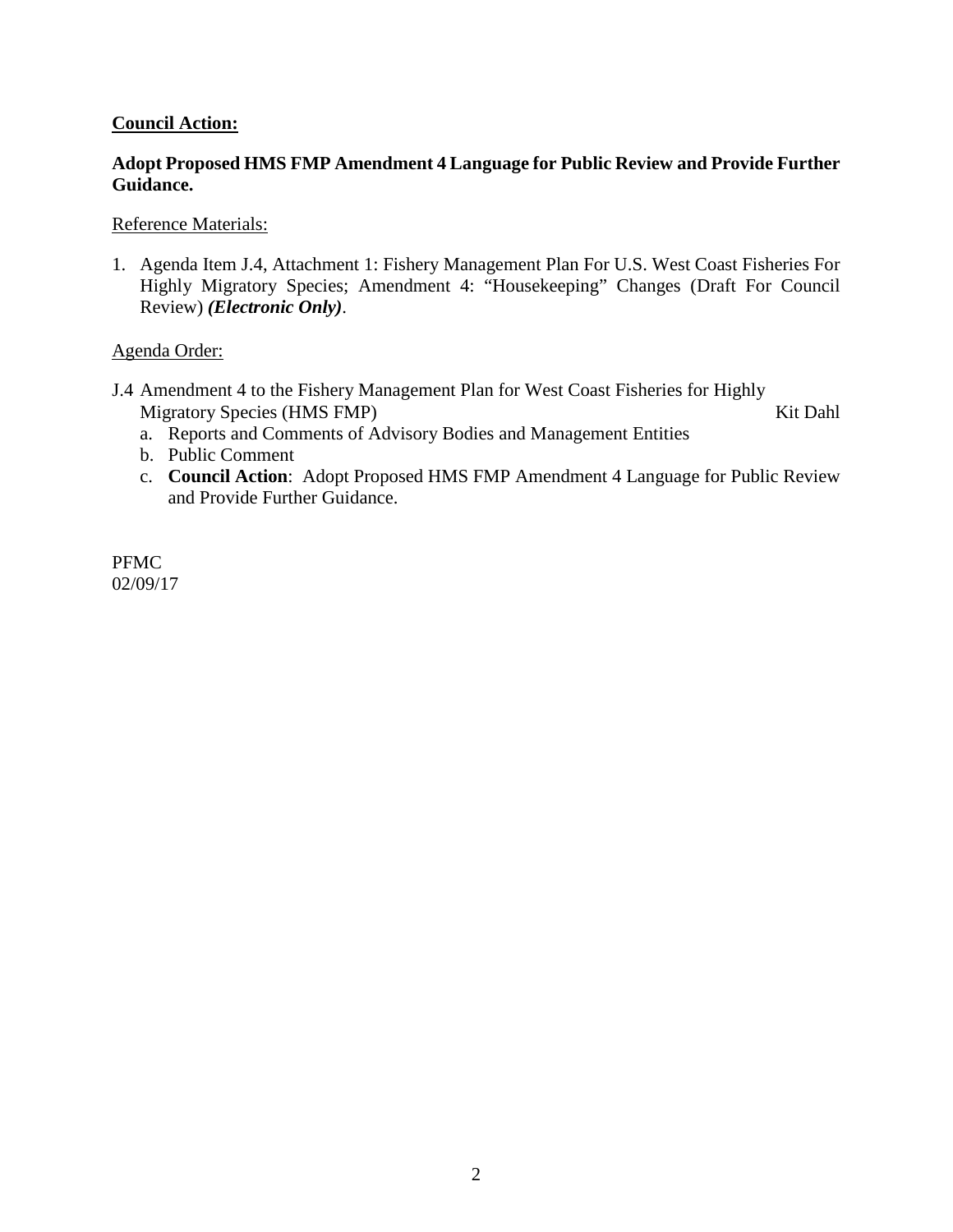**Council Action:**

**Adopt Proposed HMS FMP Amendment 4 Language for Public Review and Provide Further Guidance.**

Reference Materials:

1. Agenda Item J.4, Attachment 1: Fishery Management Plan For U.S. West Coast Fisheries For Highly Migratory Species; Amendment 4: "Housekeeping" Changes (Draft For Council Review) ***(Electronic Only)***.

Agenda Order:

J.4 Amendment 4 to the Fishery Management Plan for West Coast Fisheries for Highly Migratory Species (HMS FMP) Kit Dahl

   a. Reports and Comments of Advisory Bodies and Management Entities
   b. Public Comment
   c. **Council Action**: Adopt Proposed HMS FMP Amendment 4 Language for Public Review and Provide Further Guidance.

PFMC
02/09/17